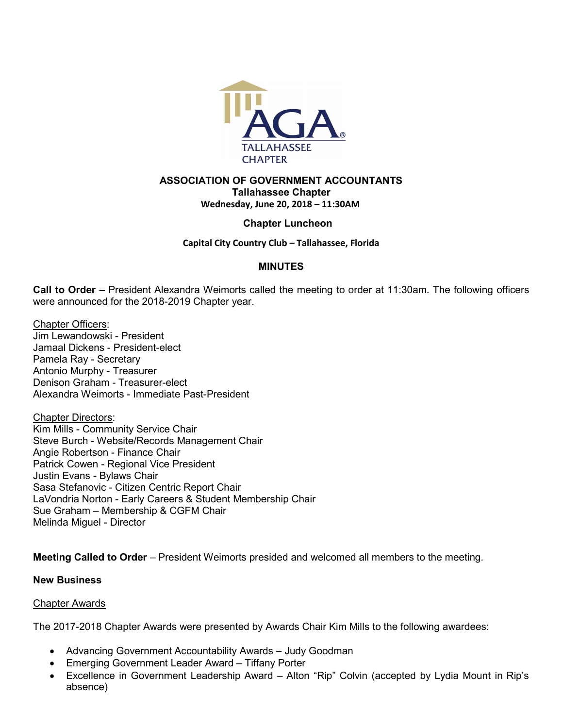**ASSOCIATION OF GOVERNMENT ACCOUNTANTS**
**Tallahassee Chapter**
**Wednesday, June 20, 2018 – 11:30AM**

**Chapter Luncheon**

**Capital City Country Club – Tallahassee, Florida**

## MINUTES

**Call to Order** – President Alexandra Weimorts called the meeting to order at 11:30am. The following officers were announced for the 2018-2019 Chapter year.

Chapter Officers:
Jim Lewandowski - President
Jamaal Dickens - President-elect
Pamela Ray - Secretary
Antonio Murphy - Treasurer
Denison Graham - Treasurer-elect
Alexandra Weimorts - Immediate Past-President

Chapter Directors:
Kim Mills - Community Service Chair
Steve Burch - Website/Records Management Chair
Angie Robertson - Finance Chair
Patrick Cowen - Regional Vice President
Justin Evans - Bylaws Chair
Sasa Stefanovic - Citizen Centric Report Chair
LaVondria Norton - Early Careers & Student Membership Chair
Sue Graham – Membership & CGFM Chair
Melinda Miguel - Director

**Meeting Called to Order** – President Weimorts presided and welcomed all members to the meeting.

**New Business**

Chapter Awards

The 2017-2018 Chapter Awards were presented by Awards Chair Kim Mills to the following awardees:

- Advancing Government Accountability Awards – Judy Goodman
- Emerging Government Leader Award – Tiffany Porter
- Excellence in Government Leadership Award – Alton "Rip" Colvin (accepted by Lydia Mount in Rip's absence)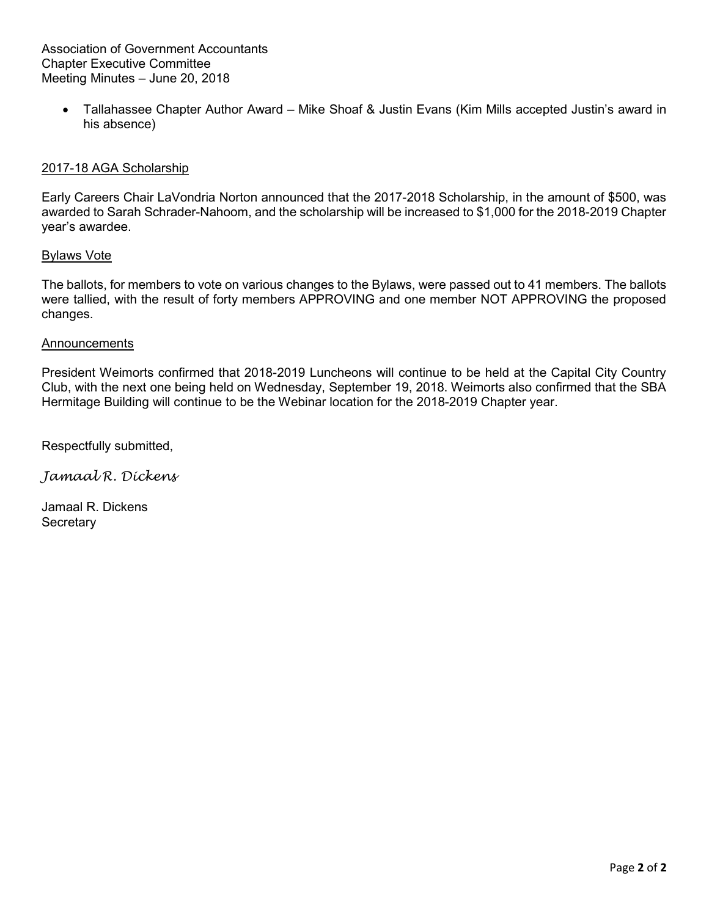- Tallahassee Chapter Author Award – Mike Shoaf & Justin Evans (Kim Mills accepted Justin's award in his absence)

## 2017-18 AGA Scholarship

Early Careers Chair LaVondria Norton announced that the 2017-2018 Scholarship, in the amount of $500, was awarded to Sarah Schrader-Nahoom, and the scholarship will be increased to $1,000 for the 2018-2019 Chapter year's awardee.

## Bylaws Vote

The ballots, for members to vote on various changes to the Bylaws, were passed out to 41 members. The ballots were tallied, with the result of forty members APPROVING and one member NOT APPROVING the proposed changes.

## Announcements

President Weimorts confirmed that 2018-2019 Luncheons will continue to be held at the Capital City Country Club, with the next one being held on Wednesday, September 19, 2018. Weimorts also confirmed that the SBA Hermitage Building will continue to be the Webinar location for the 2018-2019 Chapter year.

Respectfully submitted,

*Jamaal R. Dickens*

Jamaal R. Dickens
Secretary